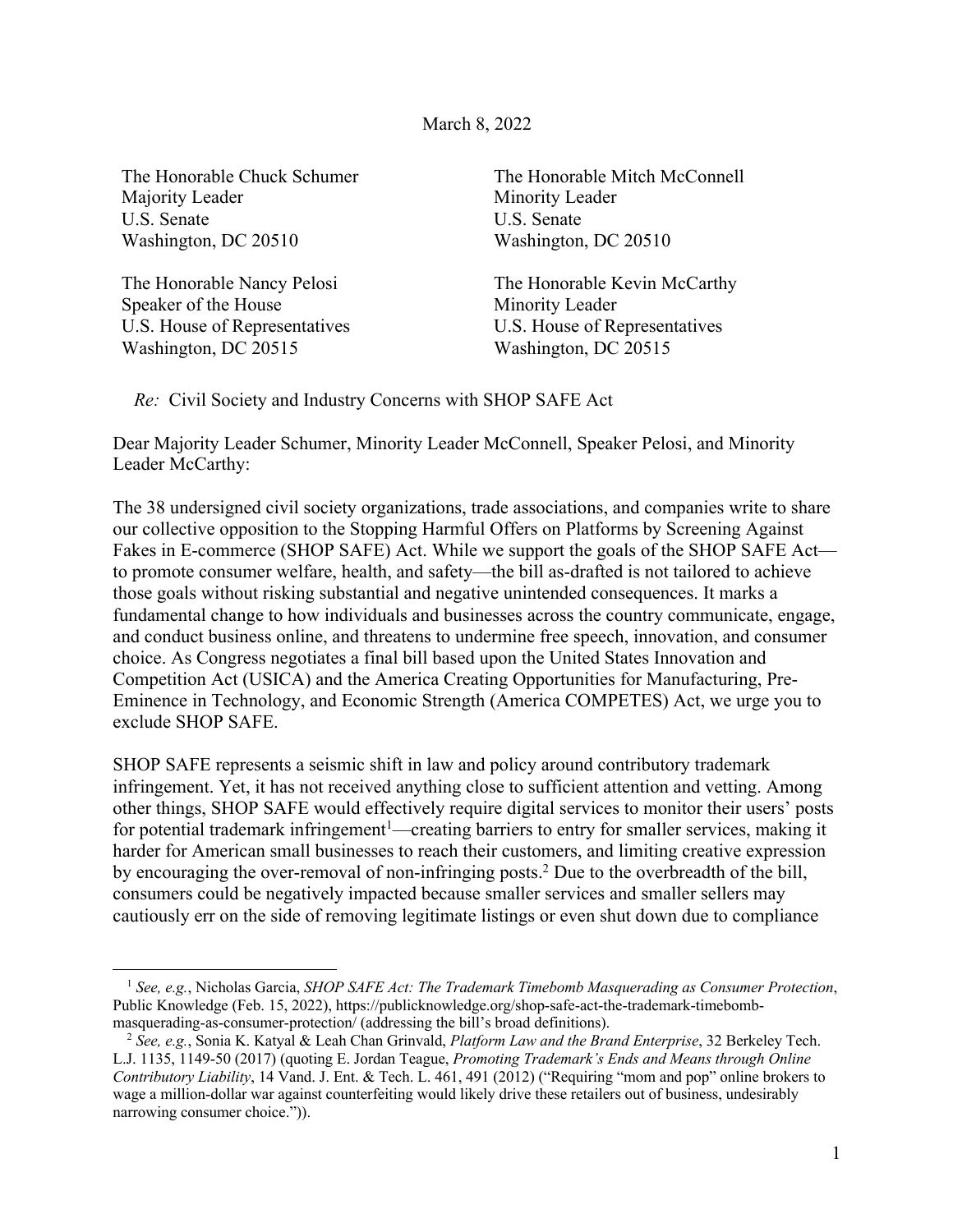March 8, 2022

The Honorable Chuck Schumer
Majority Leader
U.S. Senate
Washington, DC 20510

The Honorable Mitch McConnell
Minority Leader
U.S. Senate
Washington, DC 20510

The Honorable Nancy Pelosi
Speaker of the House
U.S. House of Representatives
Washington, DC 20515

The Honorable Kevin McCarthy
Minority Leader
U.S. House of Representatives
Washington, DC 20515

*Re:* Civil Society and Industry Concerns with SHOP SAFE Act

Dear Majority Leader Schumer, Minority Leader McConnell, Speaker Pelosi, and Minority Leader McCarthy:

The 38 undersigned civil society organizations, trade associations, and companies write to share our collective opposition to the Stopping Harmful Offers on Platforms by Screening Against Fakes in E-commerce (SHOP SAFE) Act. While we support the goals of the SHOP SAFE Act—to promote consumer welfare, health, and safety—the bill as-drafted is not tailored to achieve those goals without risking substantial and negative unintended consequences. It marks a fundamental change to how individuals and businesses across the country communicate, engage, and conduct business online, and threatens to undermine free speech, innovation, and consumer choice. As Congress negotiates a final bill based upon the United States Innovation and Competition Act (USICA) and the America Creating Opportunities for Manufacturing, Pre-Eminence in Technology, and Economic Strength (America COMPETES) Act, we urge you to exclude SHOP SAFE.

SHOP SAFE represents a seismic shift in law and policy around contributory trademark infringement. Yet, it has not received anything close to sufficient attention and vetting. Among other things, SHOP SAFE would effectively require digital services to monitor their users' posts for potential trademark infringement[1]—creating barriers to entry for smaller services, making it harder for American small businesses to reach their customers, and limiting creative expression by encouraging the over-removal of non-infringing posts.[2] Due to the overbreadth of the bill, consumers could be negatively impacted because smaller services and smaller sellers may cautiously err on the side of removing legitimate listings or even shut down due to compliance

---

[1] *See, e.g.*, Nicholas Garcia, *SHOP SAFE Act: The Trademark Timebomb Masquerading as Consumer Protection*, Public Knowledge (Feb. 15, 2022), https://publicknowledge.org/shop-safe-act-the-trademark-timebomb-masquerading-as-consumer-protection/ (addressing the bill's broad definitions).

[2] *See, e.g.*, Sonia K. Katyal & Leah Chan Grinvald, *Platform Law and the Brand Enterprise*, 32 Berkeley Tech. L.J. 1135, 1149-50 (2017) (quoting E. Jordan Teague, *Promoting Trademark's Ends and Means through Online Contributory Liability*, 14 Vand. J. Ent. & Tech. L. 461, 491 (2012) ("Requiring "mom and pop" online brokers to wage a million-dollar war against counterfeiting would likely drive these retailers out of business, undesirably narrowing consumer choice.")).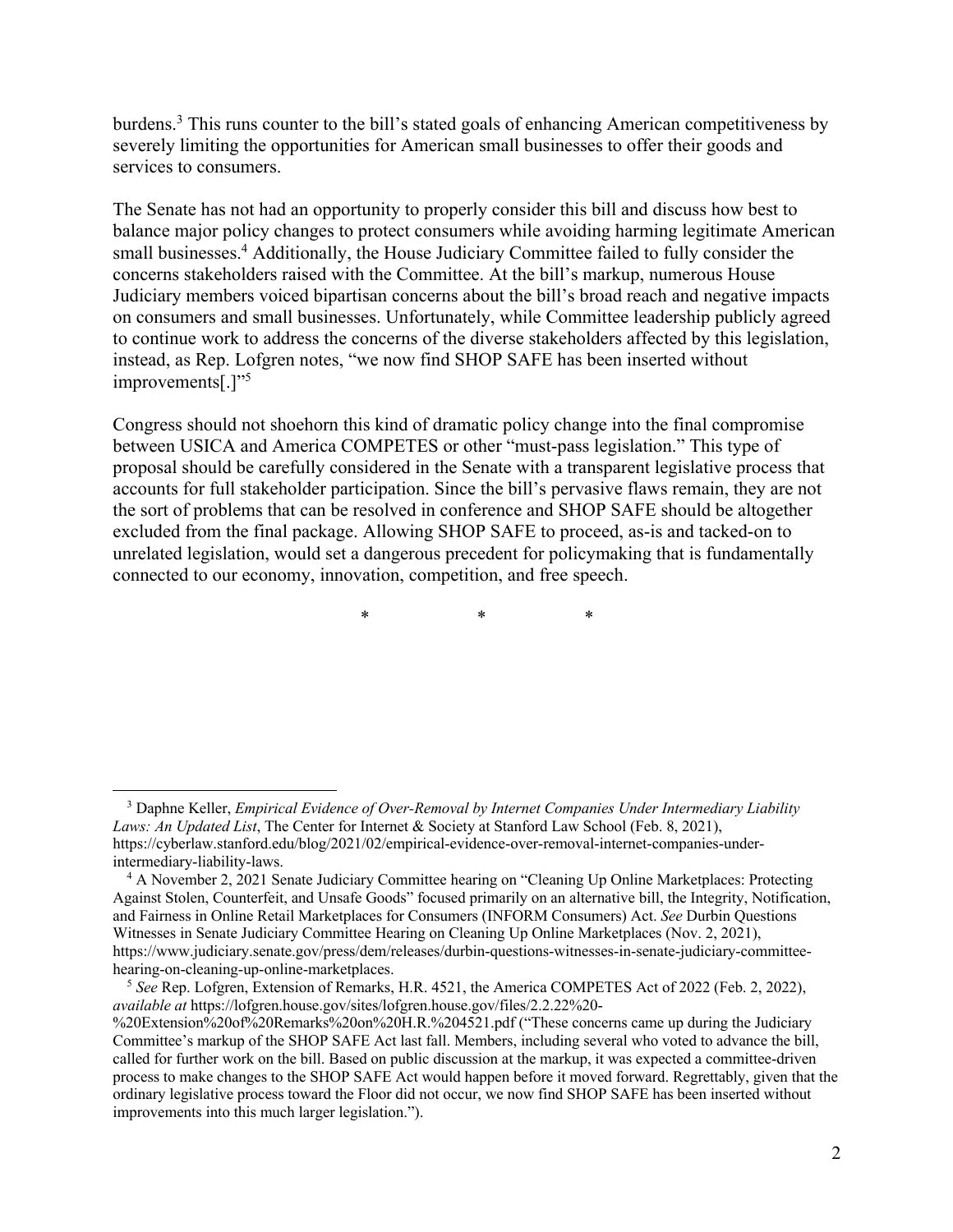burdens.[3] This runs counter to the bill's stated goals of enhancing American competitiveness by severely limiting the opportunities for American small businesses to offer their goods and services to consumers.

The Senate has not had an opportunity to properly consider this bill and discuss how best to balance major policy changes to protect consumers while avoiding harming legitimate American small businesses.[4] Additionally, the House Judiciary Committee failed to fully consider the concerns stakeholders raised with the Committee. At the bill's markup, numerous House Judiciary members voiced bipartisan concerns about the bill's broad reach and negative impacts on consumers and small businesses. Unfortunately, while Committee leadership publicly agreed to continue work to address the concerns of the diverse stakeholders affected by this legislation, instead, as Rep. Lofgren notes, "we now find SHOP SAFE has been inserted without improvements[.]"[5]

Congress should not shoehorn this kind of dramatic policy change into the final compromise between USICA and America COMPETES or other "must-pass legislation." This type of proposal should be carefully considered in the Senate with a transparent legislative process that accounts for full stakeholder participation. Since the bill's pervasive flaws remain, they are not the sort of problems that can be resolved in conference and SHOP SAFE should be altogether excluded from the final package. Allowing SHOP SAFE to proceed, as-is and tacked-on to unrelated legislation, would set a dangerous precedent for policymaking that is fundamentally connected to our economy, innovation, competition, and free speech.

\* \* \*

---

[3] Daphne Keller, *Empirical Evidence of Over-Removal by Internet Companies Under Intermediary Liability Laws: An Updated List*, The Center for Internet & Society at Stanford Law School (Feb. 8, 2021), https://cyberlaw.stanford.edu/blog/2021/02/empirical-evidence-over-removal-internet-companies-under-intermediary-liability-laws.

[4] A November 2, 2021 Senate Judiciary Committee hearing on "Cleaning Up Online Marketplaces: Protecting Against Stolen, Counterfeit, and Unsafe Goods" focused primarily on an alternative bill, the Integrity, Notification, and Fairness in Online Retail Marketplaces for Consumers (INFORM Consumers) Act. *See* Durbin Questions Witnesses in Senate Judiciary Committee Hearing on Cleaning Up Online Marketplaces (Nov. 2, 2021), https://www.judiciary.senate.gov/press/dem/releases/durbin-questions-witnesses-in-senate-judiciary-committee-hearing-on-cleaning-up-online-marketplaces.

[5] *See* Rep. Lofgren, Extension of Remarks, H.R. 4521, the America COMPETES Act of 2022 (Feb. 2, 2022), *available at* https://lofgren.house.gov/sites/lofgren.house.gov/files/2.2.22%20-%20Extension%20of%20Remarks%20on%20H.R.%204521.pdf ("These concerns came up during the Judiciary Committee's markup of the SHOP SAFE Act last fall. Members, including several who voted to advance the bill, called for further work on the bill. Based on public discussion at the markup, it was expected a committee-driven process to make changes to the SHOP SAFE Act would happen before it moved forward. Regrettably, given that the ordinary legislative process toward the Floor did not occur, we now find SHOP SAFE has been inserted without improvements into this much larger legislation.").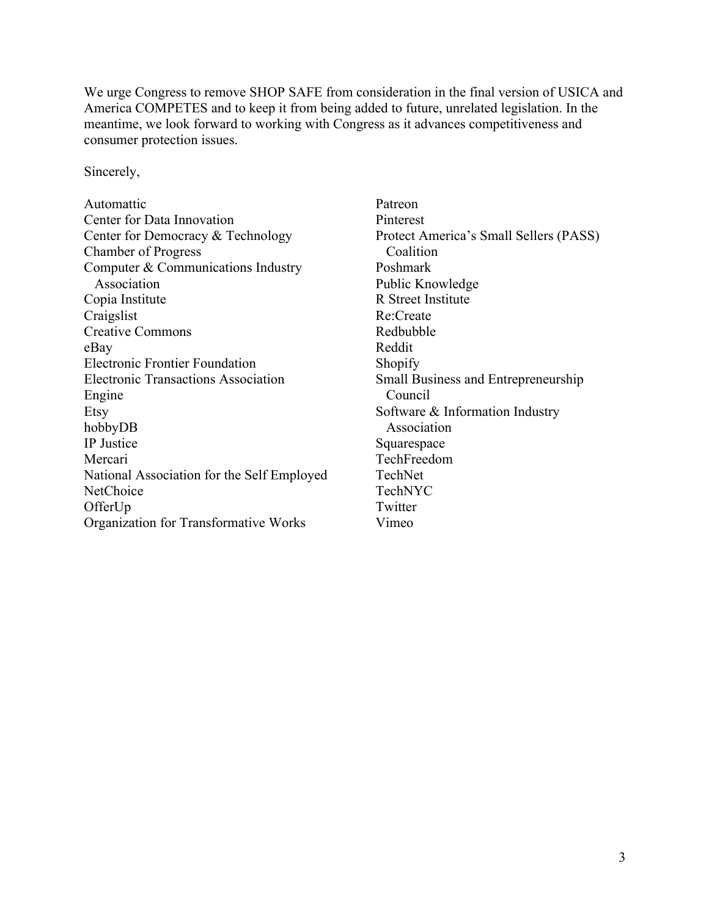We urge Congress to remove SHOP SAFE from consideration in the final version of USICA and America COMPETES and to keep it from being added to future, unrelated legislation. In the meantime, we look forward to working with Congress as it advances competitiveness and consumer protection issues.

Sincerely,

Automattic
Center for Data Innovation
Center for Democracy & Technology
Chamber of Progress
Computer & Communications Industry Association
Copia Institute
Craigslist
Creative Commons
eBay
Electronic Frontier Foundation
Electronic Transactions Association
Engine
Etsy
hobbyDB
IP Justice
Mercari
National Association for the Self Employed
NetChoice
OfferUp
Organization for Transformative Works
Patreon
Pinterest
Protect America's Small Sellers (PASS) Coalition
Poshmark
Public Knowledge
R Street Institute
Re:Create
Redbubble
Reddit
Shopify
Small Business and Entrepreneurship Council
Software & Information Industry Association
Squarespace
TechFreedom
TechNet
TechNYC
Twitter
Vimeo